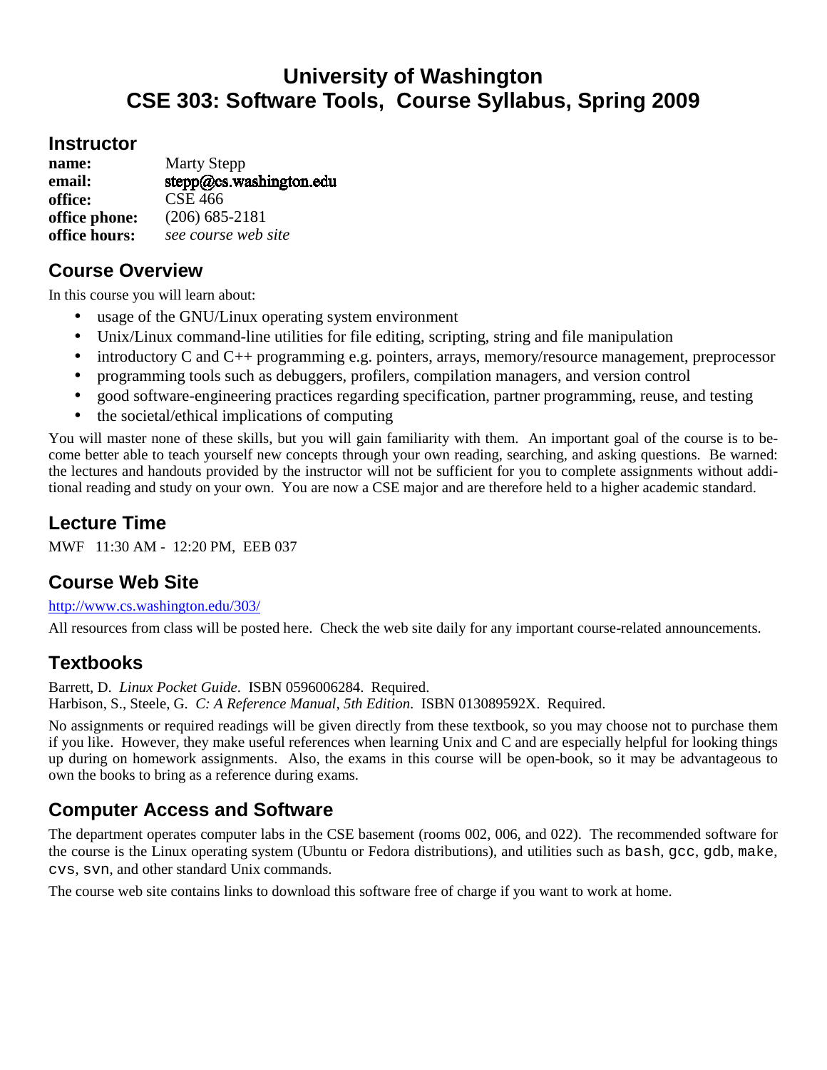# University of Washington
# CSE 303: Software Tools, Course Syllabus, Spring 2009

## Instructor

**name:** Marty Stepp
**email:** stepp@cs.washington.edu
**office:** CSE 466
**office phone:** (206) 685-2181
**office hours:** *see course web site*

## Course Overview

In this course you will learn about:

- usage of the GNU/Linux operating system environment
- Unix/Linux command-line utilities for file editing, scripting, string and file manipulation
- introductory C and C++ programming e.g. pointers, arrays, memory/resource management, preprocessor
- programming tools such as debuggers, profilers, compilation managers, and version control
- good software-engineering practices regarding specification, partner programming, reuse, and testing
- the societal/ethical implications of computing

You will master none of these skills, but you will gain familiarity with them. An important goal of the course is to become better able to teach yourself new concepts through your own reading, searching, and asking questions. Be warned: the lectures and handouts provided by the instructor will not be sufficient for you to complete assignments without additional reading and study on your own. You are now a CSE major and are therefore held to a higher academic standard.

## Lecture Time

MWF 11:30 AM - 12:20 PM, EEB 037

## Course Web Site

http://www.cs.washington.edu/303/

All resources from class will be posted here. Check the web site daily for any important course-related announcements.

## Textbooks

Barrett, D. *Linux Pocket Guide*. ISBN 0596006284. Required.
Harbison, S., Steele, G. *C: A Reference Manual, 5th Edition*. ISBN 013089592X. Required.

No assignments or required readings will be given directly from these textbook, so you may choose not to purchase them if you like. However, they make useful references when learning Unix and C and are especially helpful for looking things up during on homework assignments. Also, the exams in this course will be open-book, so it may be advantageous to own the books to bring as a reference during exams.

## Computer Access and Software

The department operates computer labs in the CSE basement (rooms 002, 006, and 022). The recommended software for the course is the Linux operating system (Ubuntu or Fedora distributions), and utilities such as `bash`, `gcc`, `gdb`, `make`, `cvs`, `svn`, and other standard Unix commands.

The course web site contains links to download this software free of charge if you want to work at home.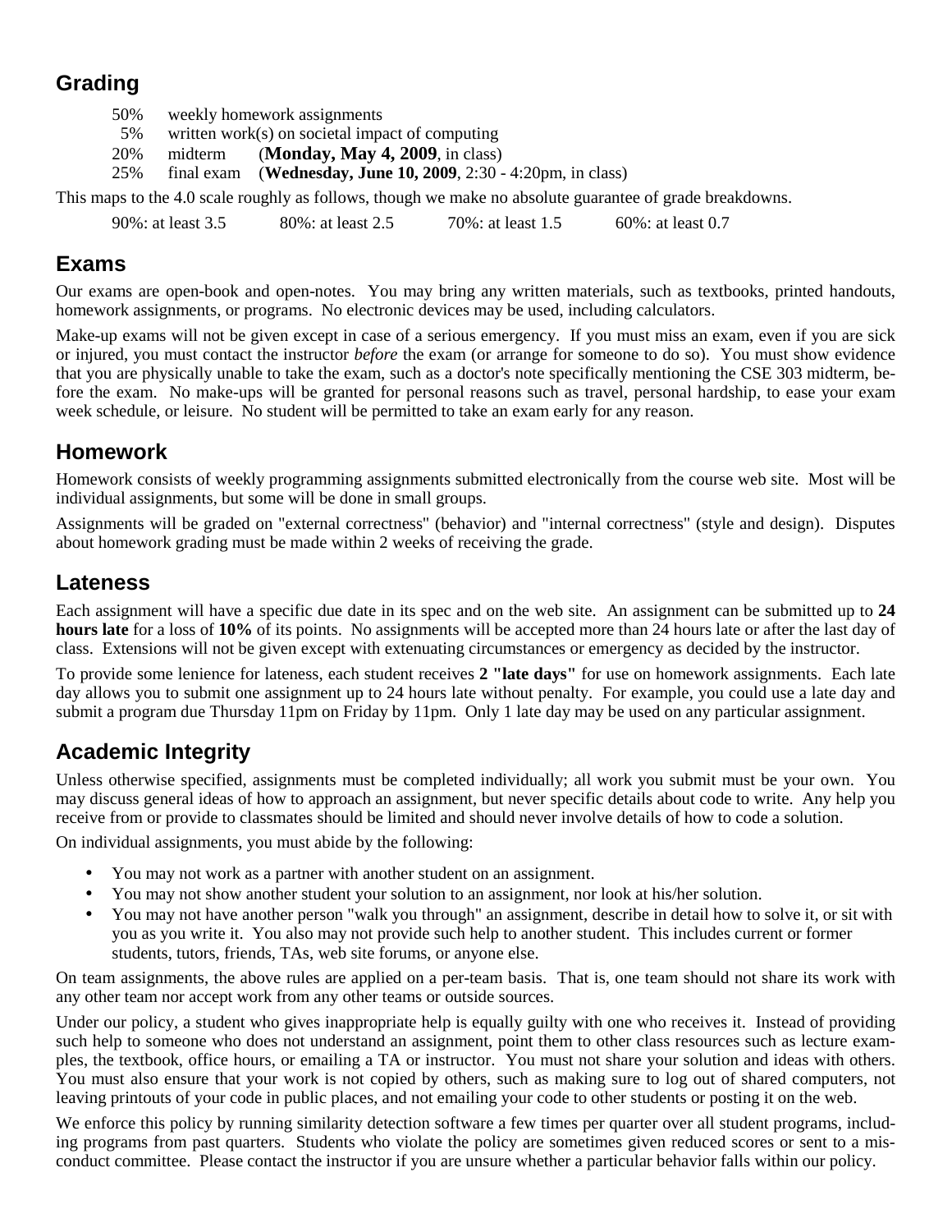## Grading

| | | |
|---|---|---|
| 50% | weekly homework assignments | |
| 5% | written work(s) on societal impact of computing | |
| 20% | midterm | (**Monday, May 4, 2009**, in class) |
| 25% | final exam | (**Wednesday, June 10, 2009**, 2:30 - 4:20pm, in class) |

This maps to the 4.0 scale roughly as follows, though we make no absolute guarantee of grade breakdowns.

90%: at least 3.5 80%: at least 2.5 70%: at least 1.5 60%: at least 0.7

## Exams

Our exams are open-book and open-notes. You may bring any written materials, such as textbooks, printed handouts, homework assignments, or programs. No electronic devices may be used, including calculators.

Make-up exams will not be given except in case of a serious emergency. If you must miss an exam, even if you are sick or injured, you must contact the instructor *before* the exam (or arrange for someone to do so). You must show evidence that you are physically unable to take the exam, such as a doctor's note specifically mentioning the CSE 303 midterm, before the exam. No make-ups will be granted for personal reasons such as travel, personal hardship, to ease your exam week schedule, or leisure. No student will be permitted to take an exam early for any reason.

## Homework

Homework consists of weekly programming assignments submitted electronically from the course web site. Most will be individual assignments, but some will be done in small groups.

Assignments will be graded on "external correctness" (behavior) and "internal correctness" (style and design). Disputes about homework grading must be made within 2 weeks of receiving the grade.

## Lateness

Each assignment will have a specific due date in its spec and on the web site. An assignment can be submitted up to **24 hours late** for a loss of **10%** of its points. No assignments will be accepted more than 24 hours late or after the last day of class. Extensions will not be given except with extenuating circumstances or emergency as decided by the instructor.

To provide some lenience for lateness, each student receives **2 "late days"** for use on homework assignments. Each late day allows you to submit one assignment up to 24 hours late without penalty. For example, you could use a late day and submit a program due Thursday 11pm on Friday by 11pm. Only 1 late day may be used on any particular assignment.

## Academic Integrity

Unless otherwise specified, assignments must be completed individually; all work you submit must be your own. You may discuss general ideas of how to approach an assignment, but never specific details about code to write. Any help you receive from or provide to classmates should be limited and should never involve details of how to code a solution.

On individual assignments, you must abide by the following:

- You may not work as a partner with another student on an assignment.
- You may not show another student your solution to an assignment, nor look at his/her solution.
- You may not have another person "walk you through" an assignment, describe in detail how to solve it, or sit with you as you write it. You also may not provide such help to another student. This includes current or former students, tutors, friends, TAs, web site forums, or anyone else.

On team assignments, the above rules are applied on a per-team basis. That is, one team should not share its work with any other team nor accept work from any other teams or outside sources.

Under our policy, a student who gives inappropriate help is equally guilty with one who receives it. Instead of providing such help to someone who does not understand an assignment, point them to other class resources such as lecture examples, the textbook, office hours, or emailing a TA or instructor. You must not share your solution and ideas with others. You must also ensure that your work is not copied by others, such as making sure to log out of shared computers, not leaving printouts of your code in public places, and not emailing your code to other students or posting it on the web.

We enforce this policy by running similarity detection software a few times per quarter over all student programs, including programs from past quarters. Students who violate the policy are sometimes given reduced scores or sent to a misconduct committee. Please contact the instructor if you are unsure whether a particular behavior falls within our policy.